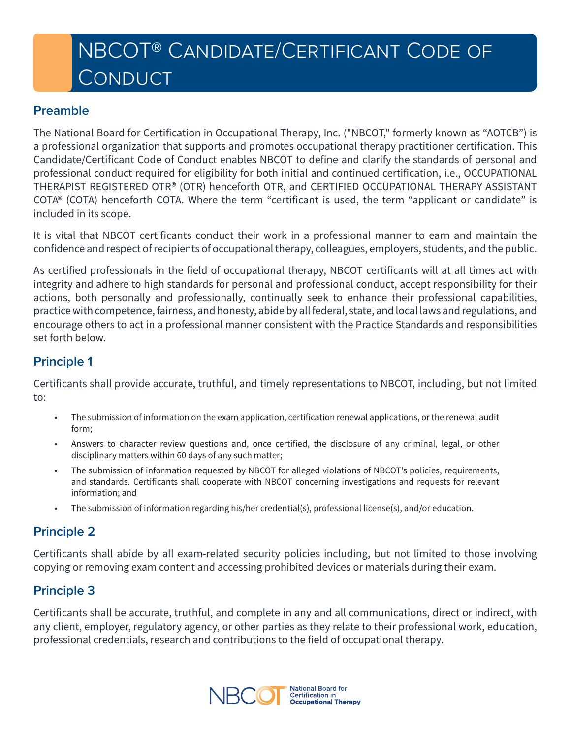# NBCOT® Candidate/Certificant Code of Conduct

## Preamble

The National Board for Certification in Occupational Therapy, Inc. ("NBCOT," formerly known as "AOTCB") is a professional organization that supports and promotes occupational therapy practitioner certification. This Candidate/Certificant Code of Conduct enables NBCOT to define and clarify the standards of personal and professional conduct required for eligibility for both initial and continued certification, i.e., OCCUPATIONAL THERAPIST REGISTERED OTR® (OTR) henceforth OTR, and CERTIFIED OCCUPATIONAL THERAPY ASSISTANT COTA® (COTA) henceforth COTA. Where the term "certificant is used, the term "applicant or candidate" is included in its scope.

It is vital that NBCOT certificants conduct their work in a professional manner to earn and maintain the confidence and respect of recipients of occupational therapy, colleagues, employers, students, and the public.

As certified professionals in the field of occupational therapy, NBCOT certificants will at all times act with integrity and adhere to high standards for personal and professional conduct, accept responsibility for their actions, both personally and professionally, continually seek to enhance their professional capabilities, practice with competence, fairness, and honesty, abide by all federal, state, and local laws and regulations, and encourage others to act in a professional manner consistent with the Practice Standards and responsibilities set forth below.

## Principle 1

Certificants shall provide accurate, truthful, and timely representations to NBCOT, including, but not limited to:

- The submission of information on the exam application, certification renewal applications, or the renewal audit form;
- Answers to character review questions and, once certified, the disclosure of any criminal, legal, or other disciplinary matters within 60 days of any such matter;
- The submission of information requested by NBCOT for alleged violations of NBCOT's policies, requirements, and standards. Certificants shall cooperate with NBCOT concerning investigations and requests for relevant information; and
- The submission of information regarding his/her credential(s), professional license(s), and/or education.

## Principle 2

Certificants shall abide by all exam-related security policies including, but not limited to those involving copying or removing exam content and accessing prohibited devices or materials during their exam.

## Principle 3

Certificants shall be accurate, truthful, and complete in any and all communications, direct or indirect, with any client, employer, regulatory agency, or other parties as they relate to their professional work, education, professional credentials, research and contributions to the field of occupational therapy.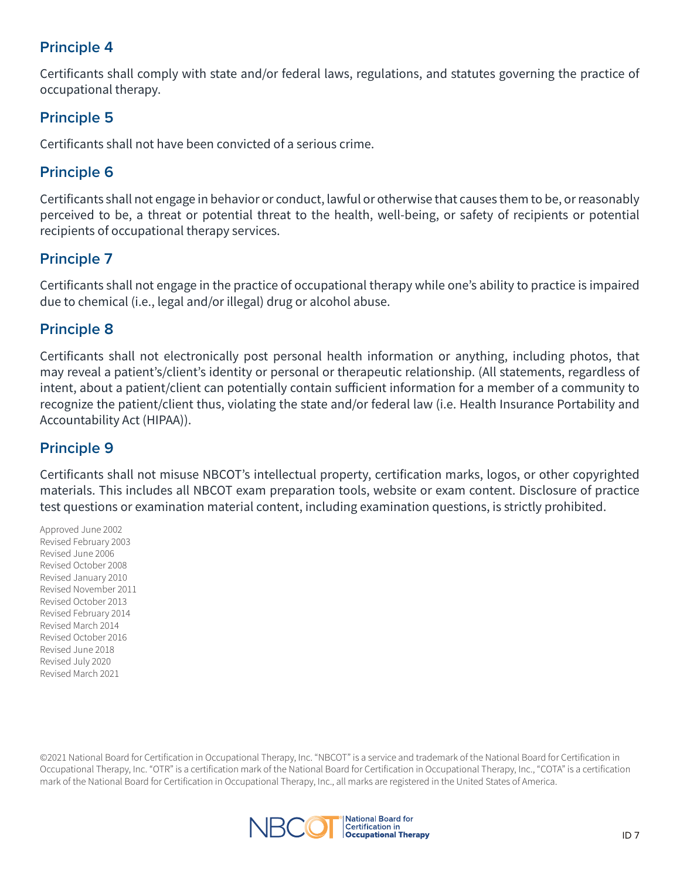## Principle 4

Certificants shall comply with state and/or federal laws, regulations, and statutes governing the practice of occupational therapy.

## Principle 5

Certificants shall not have been convicted of a serious crime.

## Principle 6

Certificants shall not engage in behavior or conduct, lawful or otherwise that causes them to be, or reasonably perceived to be, a threat or potential threat to the health, well-being, or safety of recipients or potential recipients of occupational therapy services.

## Principle 7

Certificants shall not engage in the practice of occupational therapy while one's ability to practice is impaired due to chemical (i.e., legal and/or illegal) drug or alcohol abuse.

## Principle 8

Certificants shall not electronically post personal health information or anything, including photos, that may reveal a patient's/client's identity or personal or therapeutic relationship. (All statements, regardless of intent, about a patient/client can potentially contain sufficient information for a member of a community to recognize the patient/client thus, violating the state and/or federal law (i.e. Health Insurance Portability and Accountability Act (HIPAA)).

## Principle 9

Certificants shall not misuse NBCOT's intellectual property, certification marks, logos, or other copyrighted materials. This includes all NBCOT exam preparation tools, website or exam content. Disclosure of practice test questions or examination material content, including examination questions, is strictly prohibited.

Approved June 2002
Revised February 2003
Revised June 2006
Revised October 2008
Revised January 2010
Revised November 2011
Revised October 2013
Revised February 2014
Revised March 2014
Revised October 2016
Revised June 2018
Revised July 2020
Revised March 2021

©2021 National Board for Certification in Occupational Therapy, Inc. "NBCOT" is a service and trademark of the National Board for Certification in Occupational Therapy, Inc. "OTR" is a certification mark of the National Board for Certification in Occupational Therapy, Inc., "COTA" is a certification mark of the National Board for Certification in Occupational Therapy, Inc., all marks are registered in the United States of America.

NBCOT National Board for Certification in Occupational Therapy

ID 7